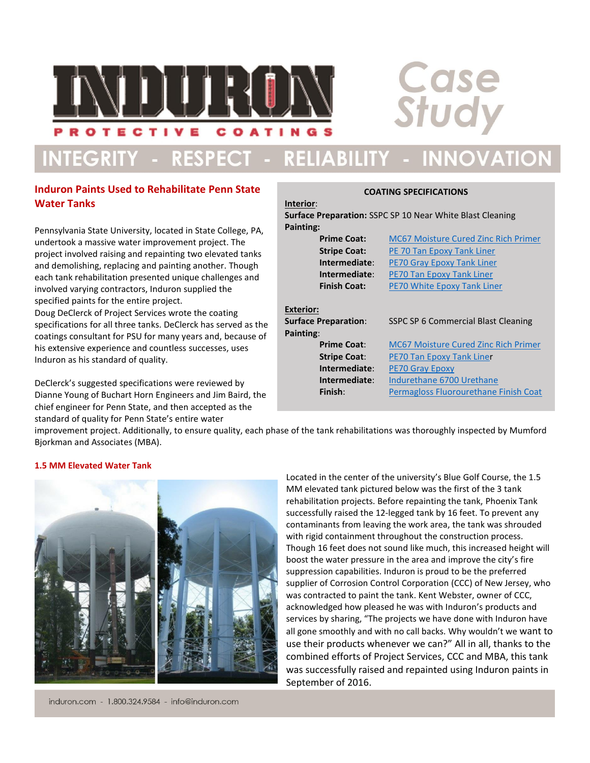# INDURON PROTECTIVE COATINGS

## Case Study

**INTEGRITY - RESPECT - RELIABILITY - INNOVATION**

## Induron Paints Used to Rehabilitate Penn State Water Tanks

Pennsylvania State University, located in State College, PA, undertook a massive water improvement project. The project involved raising and repainting two elevated tanks and demolishing, replacing and painting another. Though each tank rehabilitation presented unique challenges and involved varying contractors, Induron supplied the specified paints for the entire project.

Doug DeClerck of Project Services wrote the coating specifications for all three tanks. DeClerck has served as the coatings consultant for PSU for many years and, because of his extensive experience and countless successes, uses Induron as his standard of quality.

DeClerck's suggested specifications were reviewed by Dianne Young of Buchart Horn Engineers and Jim Baird, the chief engineer for Penn State, and then accepted as the standard of quality for Penn State's entire water improvement project. Additionally, to ensure quality, each phase of the tank rehabilitations was thoroughly inspected by Mumford Bjorkman and Associates (MBA).

### COATING SPECIFICATIONS

**Interior**:

**Surface Preparation:** SSPC SP 10 Near White Blast Cleaning

**Painting:**

| | |
|---|---|
| **Prime Coat:** | MC67 Moisture Cured Zinc Rich Primer |
| **Stripe Coat:** | PE 70 Tan Epoxy Tank Liner |
| **Intermediate:** | PE70 Gray Epoxy Tank Liner |
| **Intermediate:** | PE70 Tan Epoxy Tank Liner |
| **Finish Coat:** | PE70 White Epoxy Tank Liner |

**Exterior:**

**Surface Preparation**: SSPC SP 6 Commercial Blast Cleaning

**Painting**:

| | |
|---|---|
| **Prime Coat**: | MC67 Moisture Cured Zinc Rich Primer |
| **Stripe Coat**: | PE70 Tan Epoxy Tank Liner |
| **Intermediate**: | PE70 Gray Epoxy |
| **Intermediate**: | Indurethane 6700 Urethane |
| **Finish**: | Permagloss Fluorourethane Finish Coat |

### 1.5 MM Elevated Water Tank

Located in the center of the university's Blue Golf Course, the 1.5 MM elevated tank pictured below was the first of the 3 tank rehabilitation projects. Before repainting the tank, Phoenix Tank successfully raised the 12-legged tank by 16 feet. To prevent any contaminants from leaving the work area, the tank was shrouded with rigid containment throughout the construction process. Though 16 feet does not sound like much, this increased height will boost the water pressure in the area and improve the city's fire suppression capabilities. Induron is proud to be the preferred supplier of Corrosion Control Corporation (CCC) of New Jersey, who was contracted to paint the tank. Kent Webster, owner of CCC, acknowledged how pleased he was with Induron's products and services by sharing, "The projects we have done with Induron have all gone smoothly and with no call backs. Why wouldn't we want to use their products whenever we can?" All in all, thanks to the combined efforts of Project Services, CCC and MBA, this tank was successfully raised and repainted using Induron paints in September of 2016.

induron.com - 1.800.324.9584 - info@induron.com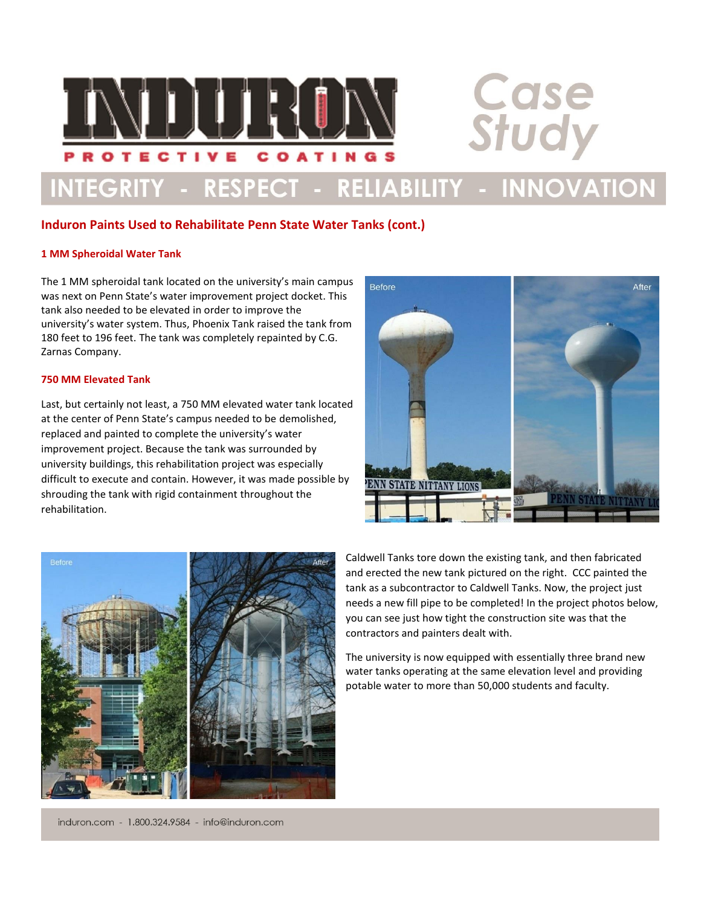# INDURON PROTECTIVE COATINGS

# Case Study

## INTEGRITY - RESPECT - RELIABILITY - INNOVATION

### Induron Paints Used to Rehabilitate Penn State Water Tanks (cont.)

#### 1 MM Spheroidal Water Tank

The 1 MM spheroidal tank located on the university's main campus was next on Penn State's water improvement project docket. This tank also needed to be elevated in order to improve the university's water system. Thus, Phoenix Tank raised the tank from 180 feet to 196 feet. The tank was completely repainted by C.G. Zarnas Company.

#### 750 MM Elevated Tank

Last, but certainly not least, a 750 MM elevated water tank located at the center of Penn State's campus needed to be demolished, replaced and painted to complete the university's water improvement project. Because the tank was surrounded by university buildings, this rehabilitation project was especially difficult to execute and contain. However, it was made possible by shrouding the tank with rigid containment throughout the rehabilitation.

Caldwell Tanks tore down the existing tank, and then fabricated and erected the new tank pictured on the right. CCC painted the tank as a subcontractor to Caldwell Tanks. Now, the project just needs a new fill pipe to be completed! In the project photos below, you can see just how tight the construction site was that the contractors and painters dealt with.

The university is now equipped with essentially three brand new water tanks operating at the same elevation level and providing potable water to more than 50,000 students and faculty.

induron.com - 1.800.324.9584 - info@induron.com